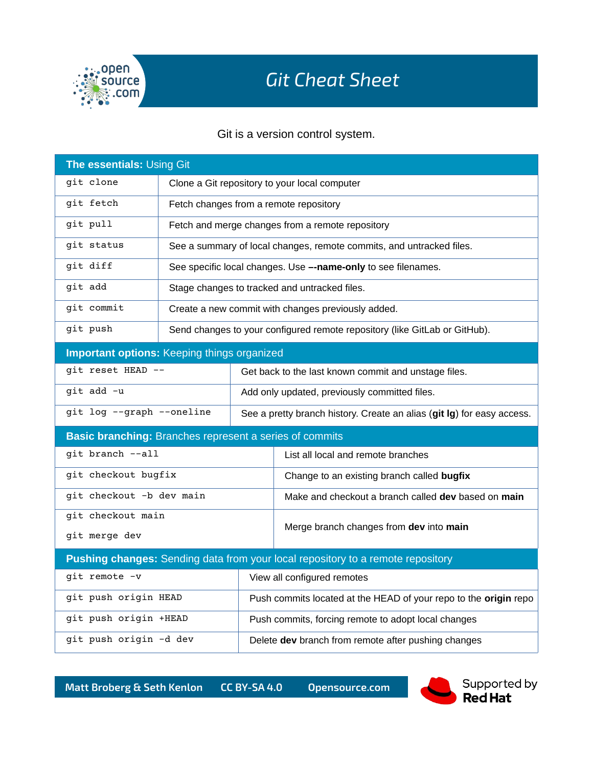# Git Cheat Sheet

Git is a version control system.

| **The essentials:** Using Git | |
|---|---|
| `git clone` | Clone a Git repository to your local computer |
| `git fetch` | Fetch changes from a remote repository |
| `git pull` | Fetch and merge changes from a remote repository |
| `git status` | See a summary of local changes, remote commits, and untracked files. |
| `git diff` | See specific local changes. Use **--name-only** to see filenames. |
| `git add` | Stage changes to tracked and untracked files. |
| `git commit` | Create a new commit with changes previously added. |
| `git push` | Send changes to your configured remote repository (like GitLab or GitHub). |

| **Important options:** Keeping things organized | |
|---|---|
| `git reset HEAD --` | Get back to the last known commit and unstage files. |
| `git add -u` | Add only updated, previously committed files. |
| `git log --graph --oneline` | See a pretty branch history. Create an alias (**git lg**) for easy access. |

| **Basic branching:** Branches represent a series of commits | |
|---|---|
| `git branch --all` | List all local and remote branches |
| `git checkout bugfix` | Change to an existing branch called **bugfix** |
| `git checkout -b dev main` | Make and checkout a branch called **dev** based on **main** |
| `git checkout main` <br> `git merge dev` | Merge branch changes from **dev** into **main** |

| **Pushing changes:** Sending data from your local repository to a remote repository | |
|---|---|
| `git remote -v` | View all configured remotes |
| `git push origin HEAD` | Push commits located at the HEAD of your repo to the **origin** repo |
| `git push origin +HEAD` | Push commits, forcing remote to adopt local changes |
| `git push origin -d dev` | Delete **dev** branch from remote after pushing changes |

Matt Broberg & Seth Kenlon | CC BY-SA 4.0 | Opensource.com

Supported by Red Hat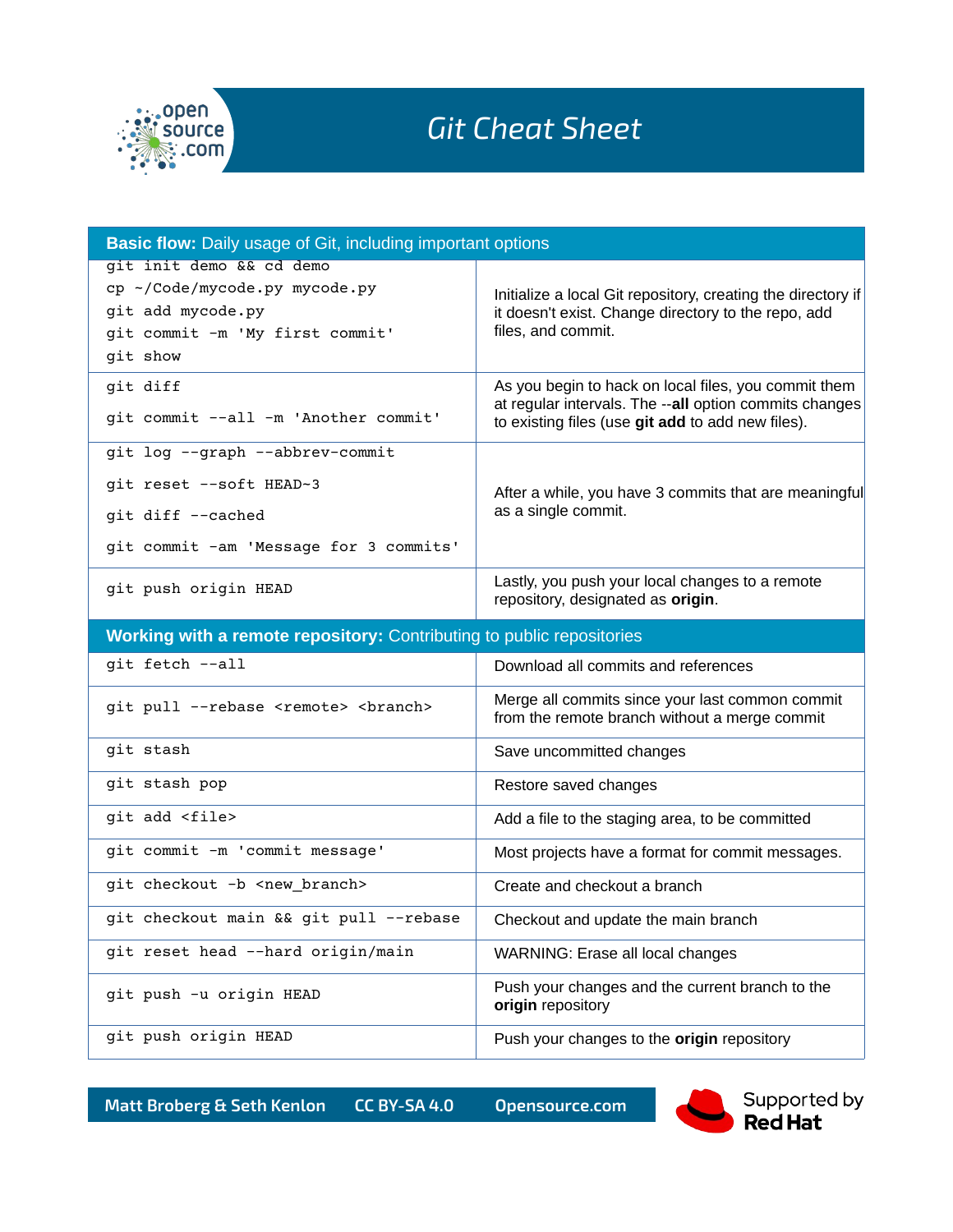# Git Cheat Sheet

| **Basic flow:** Daily usage of Git, including important options | |
|---|---|
| `git init demo && cd demo`<br>`cp ~/Code/mycode.py mycode.py`<br>`git add mycode.py`<br>`git commit -m 'My first commit'`<br>`git show` | Initialize a local Git repository, creating the directory if it doesn't exist. Change directory to the repo, add files, and commit. |
| `git diff`<br>`git commit --all -m 'Another commit'` | As you begin to hack on local files, you commit them at regular intervals. The --**all** option commits changes to existing files (use **git add** to add new files). |
| `git log --graph --abbrev-commit`<br>`git reset --soft HEAD~3`<br>`git diff --cached`<br>`git commit -am 'Message for 3 commits'` | After a while, you have 3 commits that are meaningful as a single commit. |
| `git push origin HEAD` | Lastly, you push your local changes to a remote repository, designated as **origin**. |

| **Working with a remote repository:** Contributing to public repositories | |
|---|---|
| `git fetch --all` | Download all commits and references |
| `git pull --rebase <remote> <branch>` | Merge all commits since your last common commit from the remote branch without a merge commit |
| `git stash` | Save uncommitted changes |
| `git stash pop` | Restore saved changes |
| `git add <file>` | Add a file to the staging area, to be committed |
| `git commit -m 'commit message'` | Most projects have a format for commit messages. |
| `git checkout -b <new_branch>` | Create and checkout a branch |
| `git checkout main && git pull --rebase` | Checkout and update the main branch |
| `git reset head --hard origin/main` | WARNING: Erase all local changes |
| `git push -u origin HEAD` | Push your changes and the current branch to the **origin** repository |
| `git push origin HEAD` | Push your changes to the **origin** repository |

Matt Broberg & Seth Kenlon CC BY-SA 4.0 Opensource.com

Supported by Red Hat